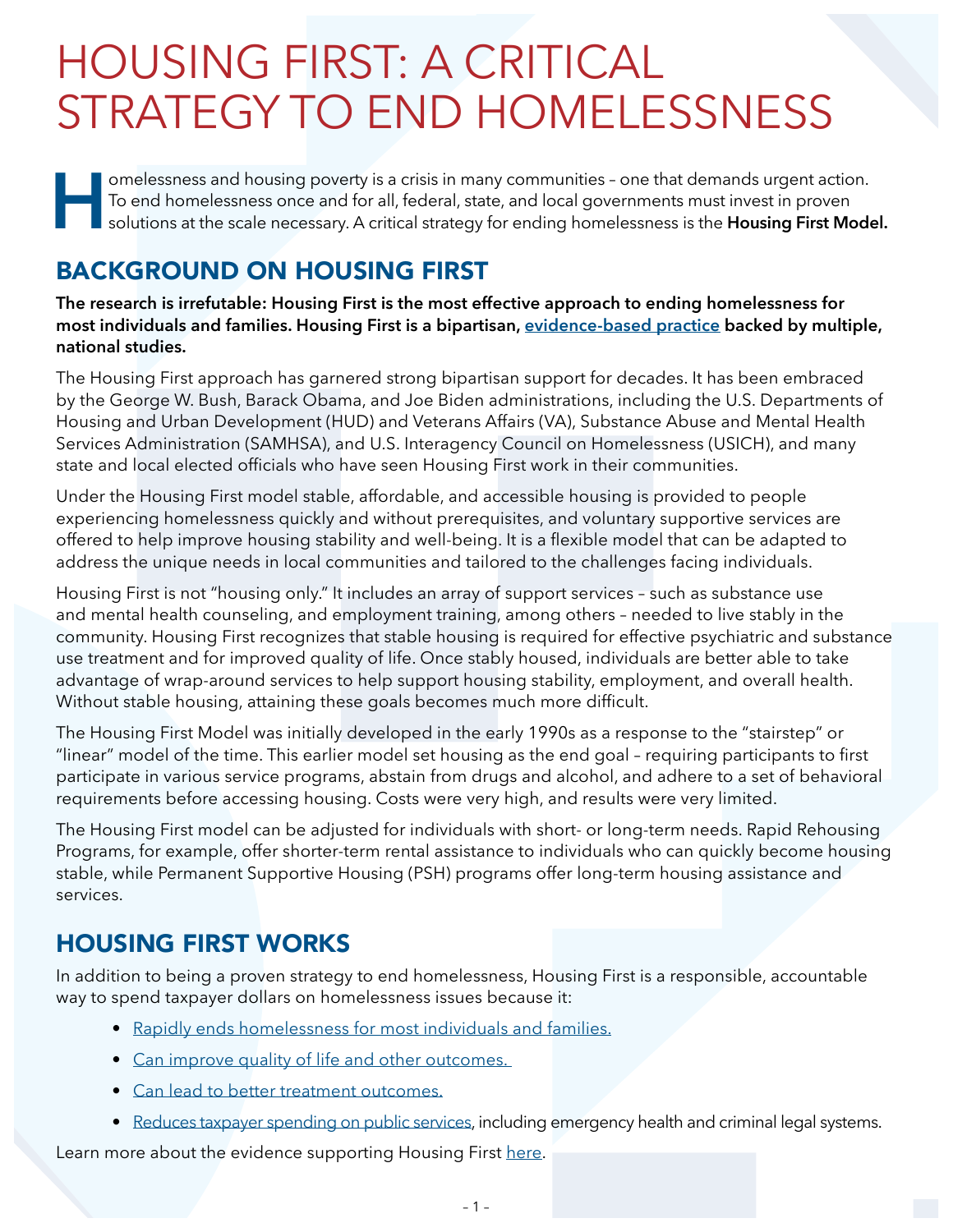# HOUSING FIRST: A CRITICAL STRATEGY TO END HOMELESSNESS

Homelessness and housing poverty is a crisis in many communities – one that demands urgent action. To end homelessness once and for all, federal, state, and local governments must invest in proven solutions at the scale necessary. A critical strategy for ending homelessness is the **Housing First Model.**

## BACKGROUND ON HOUSING FIRST

**The research is irrefutable: Housing First is the most effective approach to ending homelessness for most individuals and families. Housing First is a bipartisan, evidence-based practice backed by multiple, national studies.**

The Housing First approach has garnered strong bipartisan support for decades. It has been embraced by the George W. Bush, Barack Obama, and Joe Biden administrations, including the U.S. Departments of Housing and Urban Development (HUD) and Veterans Affairs (VA), Substance Abuse and Mental Health Services Administration (SAMHSA), and U.S. Interagency Council on Homelessness (USICH), and many state and local elected officials who have seen Housing First work in their communities.

Under the Housing First model stable, affordable, and accessible housing is provided to people experiencing homelessness quickly and without prerequisites, and voluntary supportive services are offered to help improve housing stability and well-being. It is a flexible model that can be adapted to address the unique needs in local communities and tailored to the challenges facing individuals.

Housing First is not "housing only." It includes an array of support services – such as substance use and mental health counseling, and employment training, among others – needed to live stably in the community. Housing First recognizes that stable housing is required for effective psychiatric and substance use treatment and for improved quality of life. Once stably housed, individuals are better able to take advantage of wrap-around services to help support housing stability, employment, and overall health. Without stable housing, attaining these goals becomes much more difficult.

The Housing First Model was initially developed in the early 1990s as a response to the "stairstep" or "linear" model of the time. This earlier model set housing as the end goal – requiring participants to first participate in various service programs, abstain from drugs and alcohol, and adhere to a set of behavioral requirements before accessing housing. Costs were very high, and results were very limited.

The Housing First model can be adjusted for individuals with short- or long-term needs. Rapid Rehousing Programs, for example, offer shorter-term rental assistance to individuals who can quickly become housing stable, while Permanent Supportive Housing (PSH) programs offer long-term housing assistance and services.

## HOUSING FIRST WORKS

In addition to being a proven strategy to end homelessness, Housing First is a responsible, accountable way to spend taxpayer dollars on homelessness issues because it:

- Rapidly ends homelessness for most individuals and families.
- Can improve quality of life and other outcomes.
- Can lead to better treatment outcomes.
- Reduces taxpayer spending on public services, including emergency health and criminal legal systems.

Learn more about the evidence supporting Housing First here.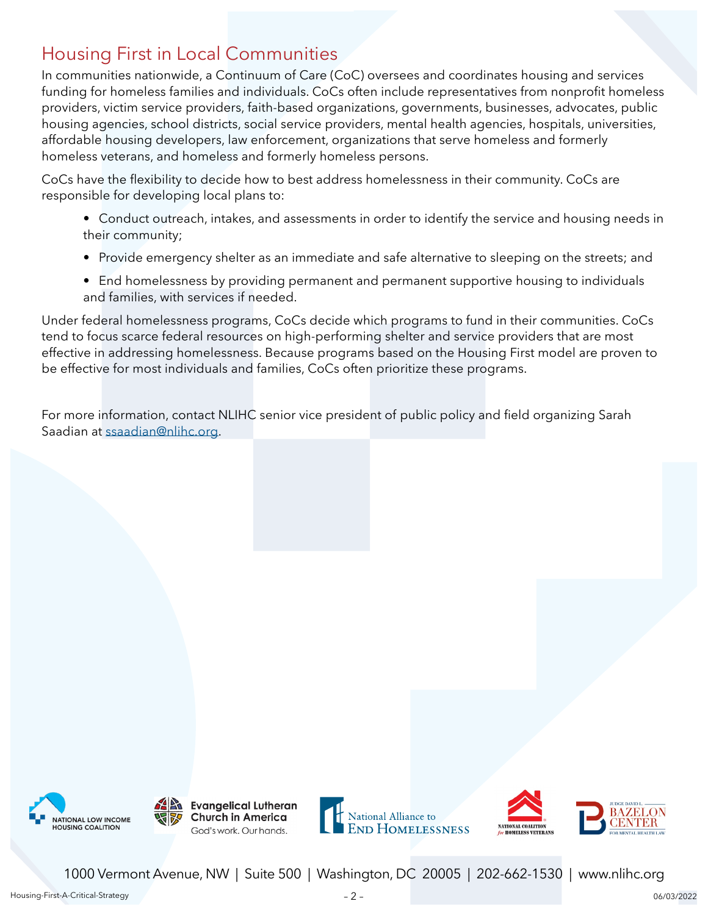## Housing First in Local Communities

In communities nationwide, a Continuum of Care (CoC) oversees and coordinates housing and services funding for homeless families and individuals. CoCs often include representatives from nonprofit homeless providers, victim service providers, faith-based organizations, governments, businesses, advocates, public housing agencies, school districts, social service providers, mental health agencies, hospitals, universities, affordable housing developers, law enforcement, organizations that serve homeless and formerly homeless veterans, and homeless and formerly homeless persons.

CoCs have the flexibility to decide how to best address homelessness in their community. CoCs are responsible for developing local plans to:

- Conduct outreach, intakes, and assessments in order to identify the service and housing needs in their community;
- Provide emergency shelter as an immediate and safe alternative to sleeping on the streets; and
- End homelessness by providing permanent and permanent supportive housing to individuals and families, with services if needed.

Under federal homelessness programs, CoCs decide which programs to fund in their communities. CoCs tend to focus scarce federal resources on high-performing shelter and service providers that are most effective in addressing homelessness. Because programs based on the Housing First model are proven to be effective for most individuals and families, CoCs often prioritize these programs.

For more information, contact NLIHC senior vice president of public policy and field organizing Sarah Saadian at ssaadian@nlihc.org.

NATIONAL LOW INCOME HOUSING COALITION

Evangelical Lutheran Church in America
God's work. Our hands.

National Alliance to End Homelessness

NATIONAL COALITION for HOMELESS VETERANS

JUDGE DAVID L. BAZELON CENTER FOR MENTAL HEALTH LAW

1000 Vermont Avenue, NW | Suite 500 | Washington, DC 20005 | 202-662-1530 | www.nlihc.org